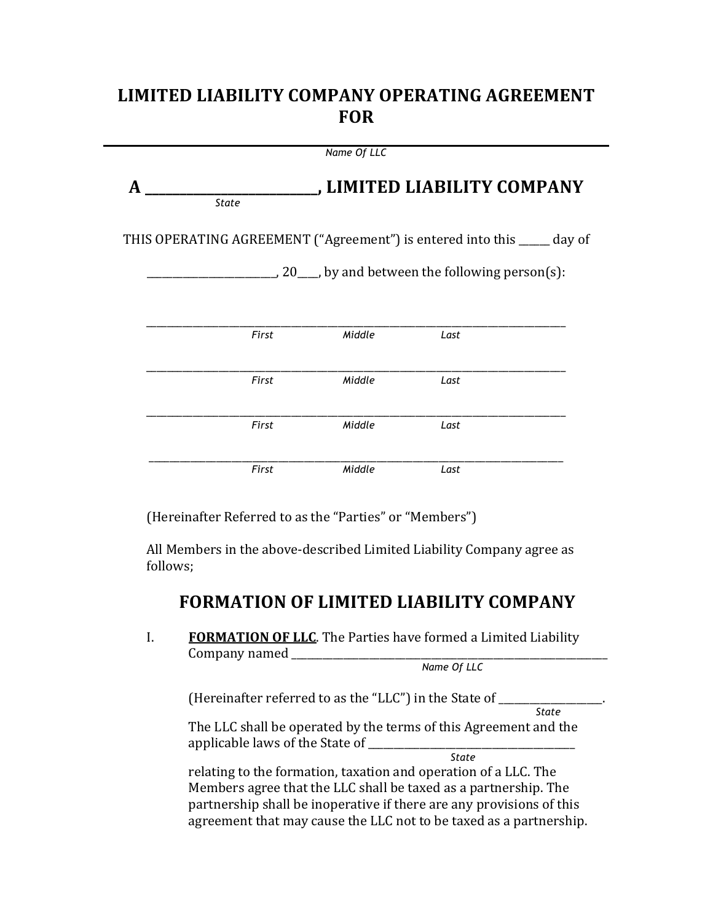# LIMITED LIABILITY COMPANY OPERATING AGREEMENT FOR

______________________________________________________________________
*Name Of LLC*

## A ___________________________, LIMITED LIABILITY COMPANY
*State*

THIS OPERATING AGREEMENT ("Agreement") is entered into this ______ day of

________________________, 20___, by and between the following person(s):

_________________________________________________________________________________
*First* *Middle* *Last*

_________________________________________________________________________________
*First* *Middle* *Last*

_________________________________________________________________________________
*First* *Middle* *Last*

_________________________________________________________________________________
*First* *Middle* *Last*

(Hereinafter Referred to as the "Parties" or "Members")

All Members in the above-described Limited Liability Company agree as follows;

## FORMATION OF LIMITED LIABILITY COMPANY

I. **FORMATION OF LLC**. The Parties have formed a Limited Liability Company named ______________________________________________________________
*Name Of LLC*

(Hereinafter referred to as the "LLC") in the State of ___________________.
*State*
The LLC shall be operated by the terms of this Agreement and the applicable laws of the State of _______________________________________
*State*
relating to the formation, taxation and operation of a LLC. The Members agree that the LLC shall be taxed as a partnership. The partnership shall be inoperative if there are any provisions of this agreement that may cause the LLC not to be taxed as a partnership.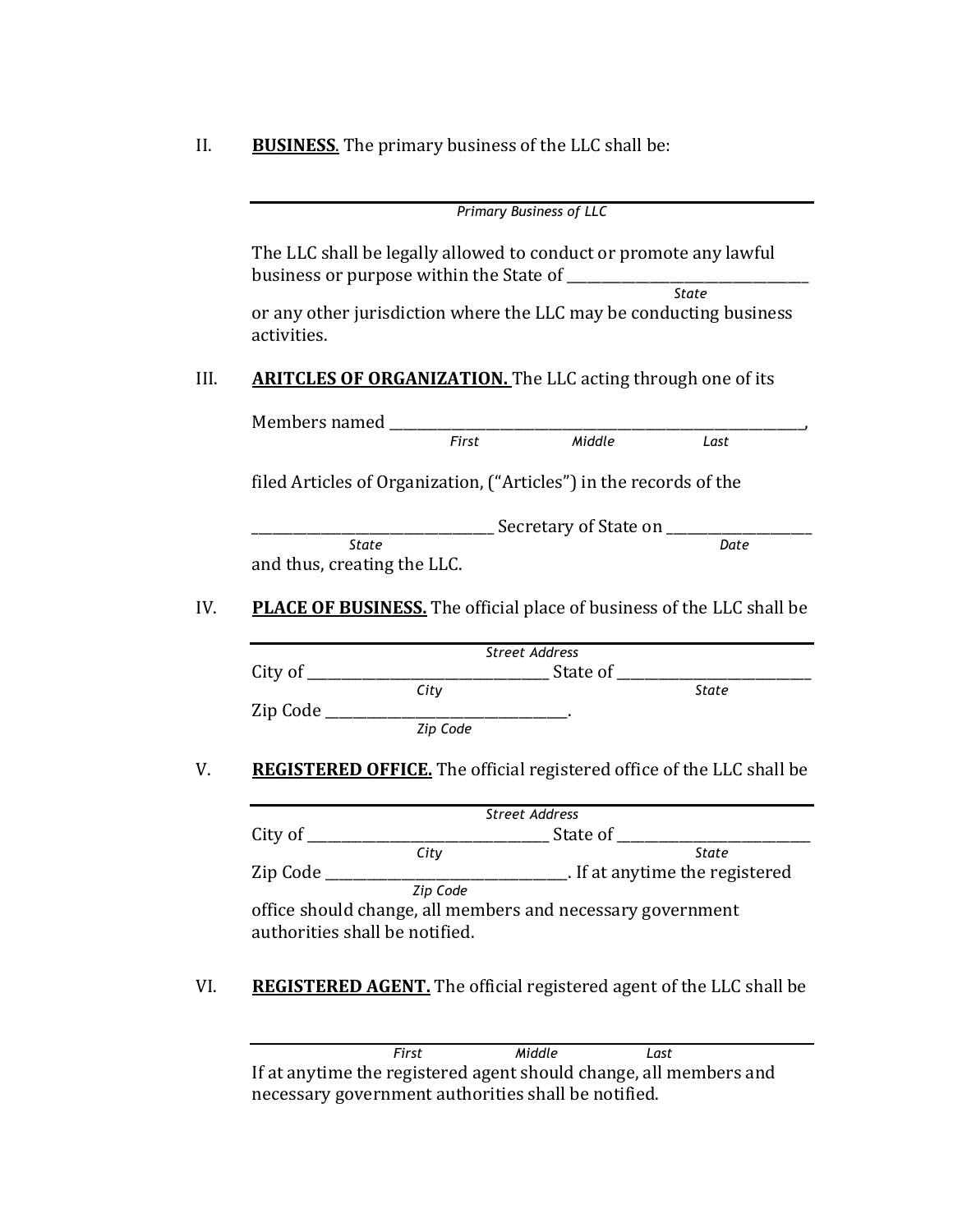II. **BUSINESS**. The primary business of the LLC shall be:

\_\_\_\_\_\_\_\_\_\_\_\_\_\_\_\_\_\_\_\_\_\_\_\_\_\_\_\_\_\_\_\_\_\_\_\_\_\_\_\_\_\_\_\_\_\_\_\_\_\_\_\_\_\_\_\_\_\_\_\_
*Primary Business of LLC*

The LLC shall be legally allowed to conduct or promote any lawful business or purpose within the State of \_\_\_\_\_\_\_\_\_\_\_\_\_\_\_\_\_\_\_\_\_\_\_\_\_\_\_\_\_\_\_\_\_\_\_
*State*
or any other jurisdiction where the LLC may be conducting business activities.

III. **ARITCLES OF ORGANIZATION.** The LLC acting through one of its

Members named \_\_\_\_\_\_\_\_\_\_\_\_\_\_\_\_\_\_\_\_\_\_\_\_\_\_\_\_\_\_\_\_\_\_\_\_\_\_\_\_\_\_\_\_\_\_\_\_\_\_\_\_\_\_\_\_\_\_\_,
*First Middle Last*

filed Articles of Organization, ("Articles") in the records of the

\_\_\_\_\_\_\_\_\_\_\_\_\_\_\_\_\_\_\_\_\_\_\_\_\_\_\_\_\_\_\_\_\_\_\_ Secretary of State on \_\_\_\_\_\_\_\_\_\_\_\_\_\_\_\_\_\_\_\_\_
*State* *Date*
and thus, creating the LLC.

IV. **PLACE OF BUSINESS.** The official place of business of the LLC shall be

\_\_\_\_\_\_\_\_\_\_\_\_\_\_\_\_\_\_\_\_\_\_\_\_\_\_\_\_\_\_\_\_\_\_\_\_\_\_\_\_\_\_\_\_\_\_\_\_\_\_\_\_\_\_\_\_\_\_\_\_
*Street Address*
City of \_\_\_\_\_\_\_\_\_\_\_\_\_\_\_\_\_\_\_\_\_\_\_\_\_\_\_\_\_\_\_\_\_\_\_ State of \_\_\_\_\_\_\_\_\_\_\_\_\_\_\_\_\_\_\_\_\_\_\_\_\_\_\_\_
*City* *State*
Zip Code \_\_\_\_\_\_\_\_\_\_\_\_\_\_\_\_\_\_\_\_\_\_\_\_\_\_\_\_\_\_\_\_\_\_\_.
*Zip Code*

V. **REGISTERED OFFICE.** The official registered office of the LLC shall be

\_\_\_\_\_\_\_\_\_\_\_\_\_\_\_\_\_\_\_\_\_\_\_\_\_\_\_\_\_\_\_\_\_\_\_\_\_\_\_\_\_\_\_\_\_\_\_\_\_\_\_\_\_\_\_\_\_\_\_\_
*Street Address*
City of \_\_\_\_\_\_\_\_\_\_\_\_\_\_\_\_\_\_\_\_\_\_\_\_\_\_\_\_\_\_\_\_\_\_\_ State of \_\_\_\_\_\_\_\_\_\_\_\_\_\_\_\_\_\_\_\_\_\_\_\_\_\_\_\_
*City* *State*
Zip Code \_\_\_\_\_\_\_\_\_\_\_\_\_\_\_\_\_\_\_\_\_\_\_\_\_\_\_\_\_\_\_\_\_\_\_. If at anytime the registered
*Zip Code*
office should change, all members and necessary government authorities shall be notified.

VI. **REGISTERED AGENT.** The official registered agent of the LLC shall be

\_\_\_\_\_\_\_\_\_\_\_\_\_\_\_\_\_\_\_\_\_\_\_\_\_\_\_\_\_\_\_\_\_\_\_\_\_\_\_\_\_\_\_\_\_\_\_\_\_\_\_\_\_\_\_\_\_\_\_\_
*First Middle Last*
If at anytime the registered agent should change, all members and necessary government authorities shall be notified.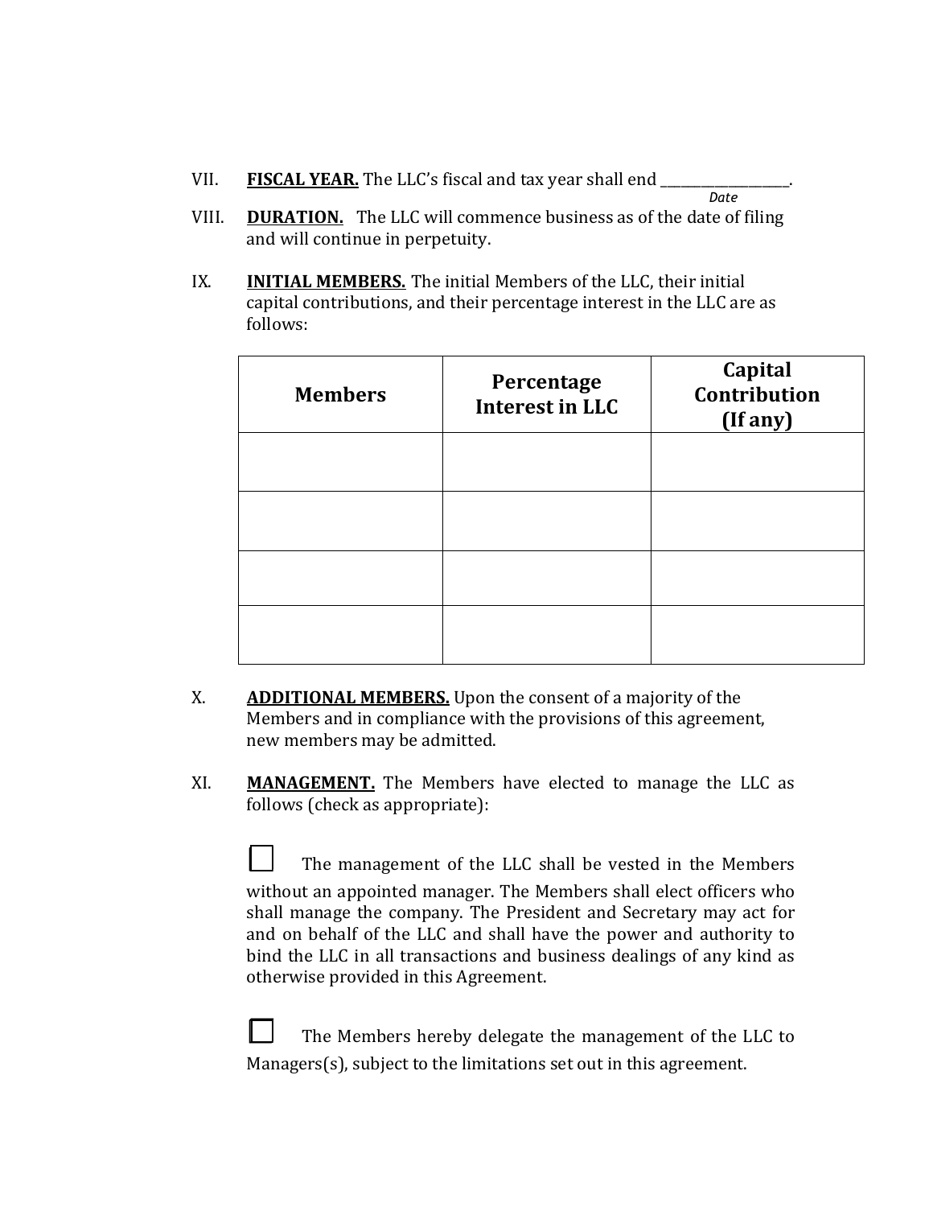VII. **FISCAL YEAR.** The LLC's fiscal and tax year shall end ___________________.
*Date*

VIII. **DURATION.** The LLC will commence business as of the date of filing and will continue in perpetuity.

IX. **INITIAL MEMBERS.** The initial Members of the LLC, their initial capital contributions, and their percentage interest in the LLC are as follows:

| Members | Percentage Interest in LLC | Capital Contribution (If any) |
|---|---|---|
| | | |
| | | |
| | | |
| | | |

X. **ADDITIONAL MEMBERS.** Upon the consent of a majority of the Members and in compliance with the provisions of this agreement, new members may be admitted.

XI. **MANAGEMENT.** The Members have elected to manage the LLC as follows (check as appropriate):

☐ The management of the LLC shall be vested in the Members without an appointed manager. The Members shall elect officers who shall manage the company. The President and Secretary may act for and on behalf of the LLC and shall have the power and authority to bind the LLC in all transactions and business dealings of any kind as otherwise provided in this Agreement.

☐ The Members hereby delegate the management of the LLC to Managers(s), subject to the limitations set out in this agreement.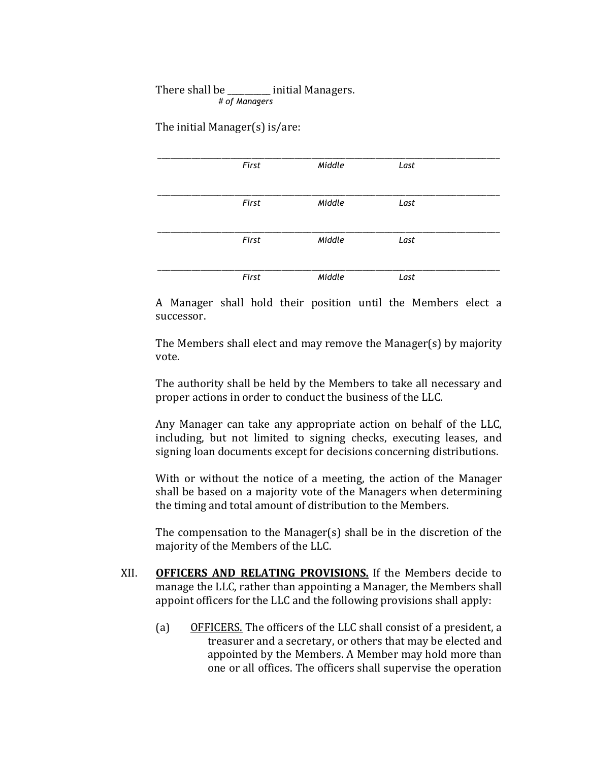There shall be __________ initial Managers.
*# of Managers*

The initial Manager(s) is/are:

_______________________________________________________________________________
*First* *Middle* *Last*

_______________________________________________________________________________
*First* *Middle* *Last*

_______________________________________________________________________________
*First* *Middle* *Last*

_______________________________________________________________________________
*First* *Middle* *Last*

A Manager shall hold their position until the Members elect a successor.

The Members shall elect and may remove the Manager(s) by majority vote.

The authority shall be held by the Members to take all necessary and proper actions in order to conduct the business of the LLC.

Any Manager can take any appropriate action on behalf of the LLC, including, but not limited to signing checks, executing leases, and signing loan documents except for decisions concerning distributions.

With or without the notice of a meeting, the action of the Manager shall be based on a majority vote of the Managers when determining the timing and total amount of distribution to the Members.

The compensation to the Manager(s) shall be in the discretion of the majority of the Members of the LLC.

XII. **OFFICERS AND RELATING PROVISIONS.** If the Members decide to manage the LLC, rather than appointing a Manager, the Members shall appoint officers for the LLC and the following provisions shall apply:

(a) OFFICERS. The officers of the LLC shall consist of a president, a treasurer and a secretary, or others that may be elected and appointed by the Members. A Member may hold more than one or all offices. The officers shall supervise the operation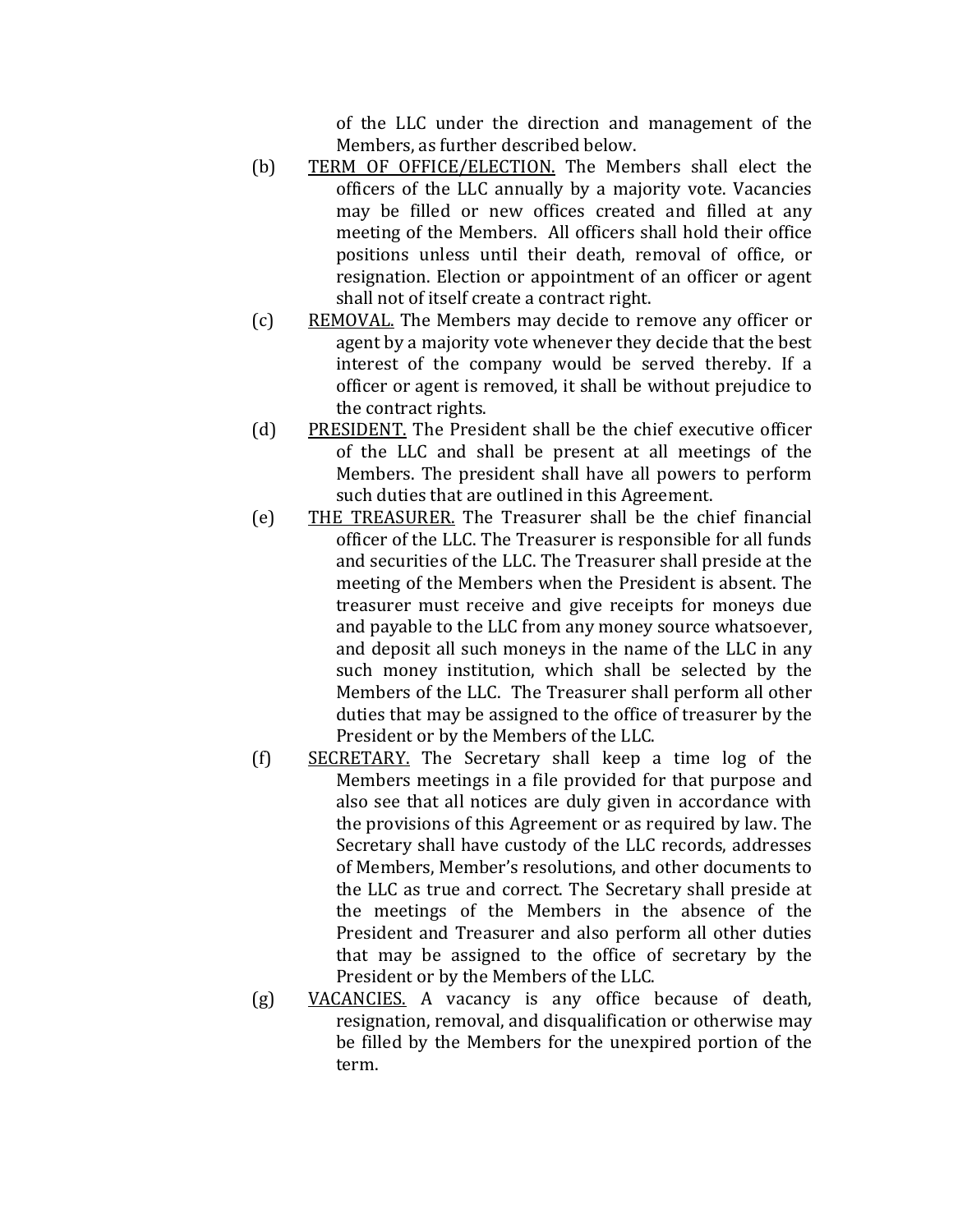of the LLC under the direction and management of the Members, as further described below.

(b) <u>TERM OF OFFICE/ELECTION.</u> The Members shall elect the officers of the LLC annually by a majority vote. Vacancies may be filled or new offices created and filled at any meeting of the Members. All officers shall hold their office positions unless until their death, removal of office, or resignation. Election or appointment of an officer or agent shall not of itself create a contract right.

(c) <u>REMOVAL.</u> The Members may decide to remove any officer or agent by a majority vote whenever they decide that the best interest of the company would be served thereby. If a officer or agent is removed, it shall be without prejudice to the contract rights.

(d) <u>PRESIDENT.</u> The President shall be the chief executive officer of the LLC and shall be present at all meetings of the Members. The president shall have all powers to perform such duties that are outlined in this Agreement.

(e) <u>THE TREASURER.</u> The Treasurer shall be the chief financial officer of the LLC. The Treasurer is responsible for all funds and securities of the LLC. The Treasurer shall preside at the meeting of the Members when the President is absent. The treasurer must receive and give receipts for moneys due and payable to the LLC from any money source whatsoever, and deposit all such moneys in the name of the LLC in any such money institution, which shall be selected by the Members of the LLC. The Treasurer shall perform all other duties that may be assigned to the office of treasurer by the President or by the Members of the LLC.

(f) <u>SECRETARY.</u> The Secretary shall keep a time log of the Members meetings in a file provided for that purpose and also see that all notices are duly given in accordance with the provisions of this Agreement or as required by law. The Secretary shall have custody of the LLC records, addresses of Members, Member's resolutions, and other documents to the LLC as true and correct. The Secretary shall preside at the meetings of the Members in the absence of the President and Treasurer and also perform all other duties that may be assigned to the office of secretary by the President or by the Members of the LLC.

(g) <u>VACANCIES.</u> A vacancy is any office because of death, resignation, removal, and disqualification or otherwise may be filled by the Members for the unexpired portion of the term.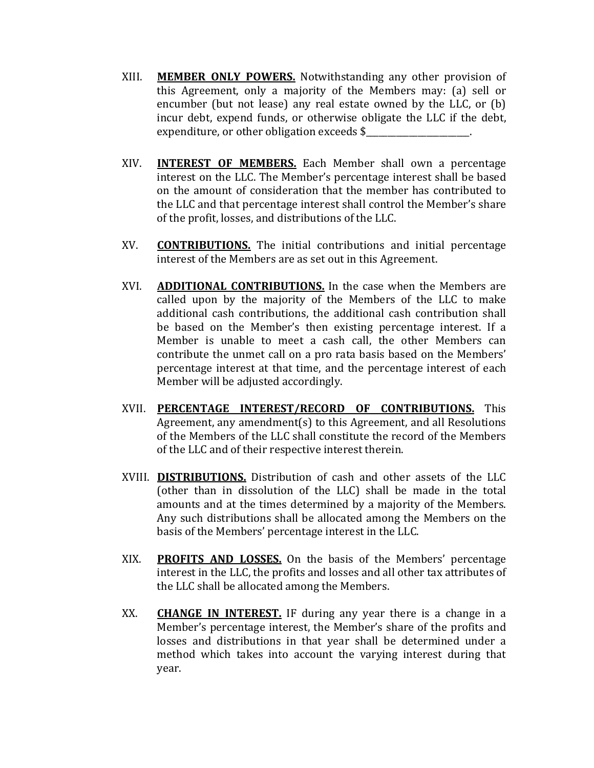XIII. **MEMBER ONLY POWERS.** Notwithstanding any other provision of this Agreement, only a majority of the Members may: (a) sell or encumber (but not lease) any real estate owned by the LLC, or (b) incur debt, expend funds, or otherwise obligate the LLC if the debt, expenditure, or other obligation exceeds $______________________.

XIV. **INTEREST OF MEMBERS.** Each Member shall own a percentage interest on the LLC. The Member's percentage interest shall be based on the amount of consideration that the member has contributed to the LLC and that percentage interest shall control the Member's share of the profit, losses, and distributions of the LLC.

XV. **CONTRIBUTIONS.** The initial contributions and initial percentage interest of the Members are as set out in this Agreement.

XVI. **ADDITIONAL CONTRIBUTIONS.** In the case when the Members are called upon by the majority of the Members of the LLC to make additional cash contributions, the additional cash contribution shall be based on the Member's then existing percentage interest. If a Member is unable to meet a cash call, the other Members can contribute the unmet call on a pro rata basis based on the Members' percentage interest at that time, and the percentage interest of each Member will be adjusted accordingly.

XVII. **PERCENTAGE INTEREST/RECORD OF CONTRIBUTIONS.** This Agreement, any amendment(s) to this Agreement, and all Resolutions of the Members of the LLC shall constitute the record of the Members of the LLC and of their respective interest therein.

XVIII. **DISTRIBUTIONS.** Distribution of cash and other assets of the LLC (other than in dissolution of the LLC) shall be made in the total amounts and at the times determined by a majority of the Members. Any such distributions shall be allocated among the Members on the basis of the Members' percentage interest in the LLC.

XIX. **PROFITS AND LOSSES.** On the basis of the Members' percentage interest in the LLC, the profits and losses and all other tax attributes of the LLC shall be allocated among the Members.

XX. **CHANGE IN INTEREST.** IF during any year there is a change in a Member's percentage interest, the Member's share of the profits and losses and distributions in that year shall be determined under a method which takes into account the varying interest during that year.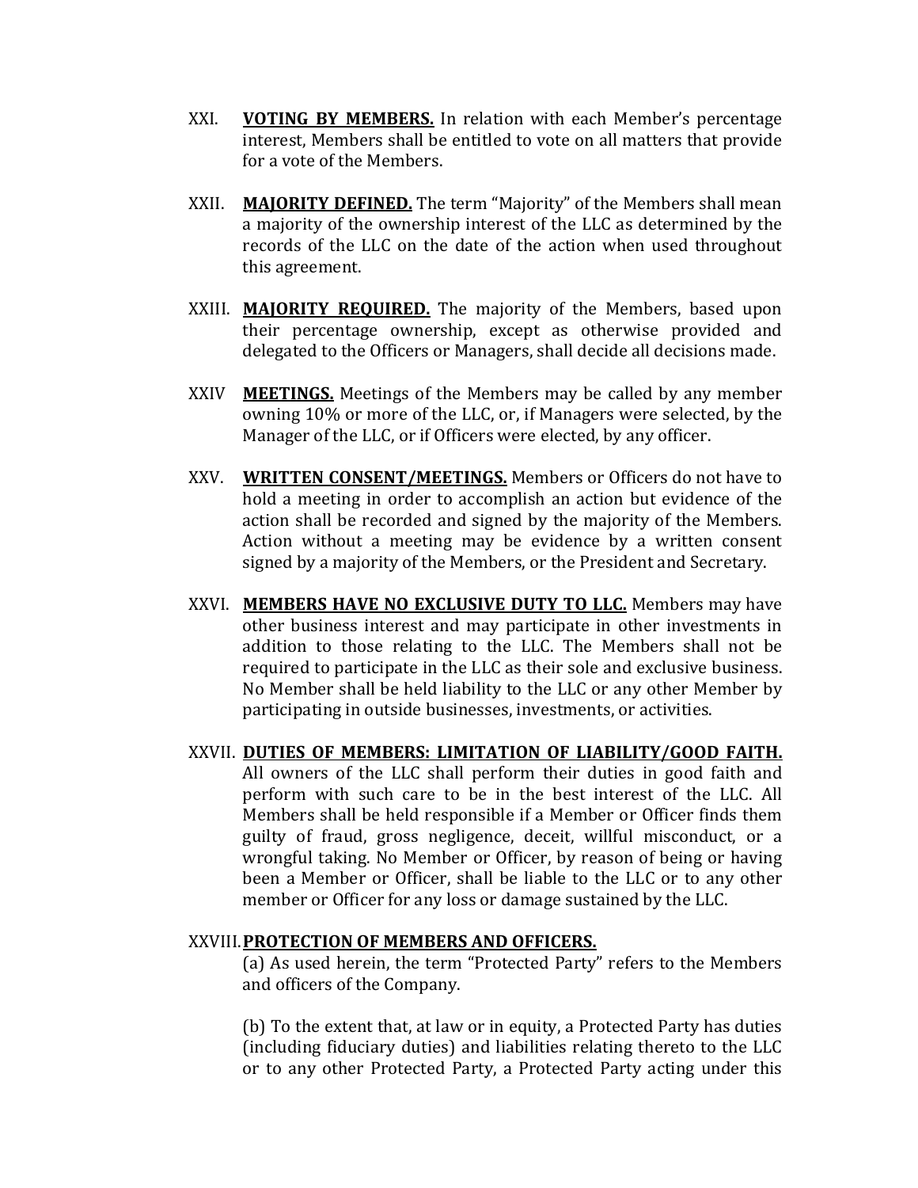XXI. **VOTING BY MEMBERS.** In relation with each Member's percentage interest, Members shall be entitled to vote on all matters that provide for a vote of the Members.

XXII. **MAJORITY DEFINED.** The term "Majority" of the Members shall mean a majority of the ownership interest of the LLC as determined by the records of the LLC on the date of the action when used throughout this agreement.

XXIII. **MAJORITY REQUIRED.** The majority of the Members, based upon their percentage ownership, except as otherwise provided and delegated to the Officers or Managers, shall decide all decisions made.

XXIV **MEETINGS.** Meetings of the Members may be called by any member owning 10% or more of the LLC, or, if Managers were selected, by the Manager of the LLC, or if Officers were elected, by any officer.

XXV. **WRITTEN CONSENT/MEETINGS.** Members or Officers do not have to hold a meeting in order to accomplish an action but evidence of the action shall be recorded and signed by the majority of the Members. Action without a meeting may be evidence by a written consent signed by a majority of the Members, or the President and Secretary.

XXVI. **MEMBERS HAVE NO EXCLUSIVE DUTY TO LLC.** Members may have other business interest and may participate in other investments in addition to those relating to the LLC. The Members shall not be required to participate in the LLC as their sole and exclusive business. No Member shall be held liability to the LLC or any other Member by participating in outside businesses, investments, or activities.

XXVII. **DUTIES OF MEMBERS: LIMITATION OF LIABILITY/GOOD FAITH.** All owners of the LLC shall perform their duties in good faith and perform with such care to be in the best interest of the LLC. All Members shall be held responsible if a Member or Officer finds them guilty of fraud, gross negligence, deceit, willful misconduct, or a wrongful taking. No Member or Officer, by reason of being or having been a Member or Officer, shall be liable to the LLC or to any other member or Officer for any loss or damage sustained by the LLC.

XXVIII. **PROTECTION OF MEMBERS AND OFFICERS.**

(a) As used herein, the term "Protected Party" refers to the Members and officers of the Company.

(b) To the extent that, at law or in equity, a Protected Party has duties (including fiduciary duties) and liabilities relating thereto to the LLC or to any other Protected Party, a Protected Party acting under this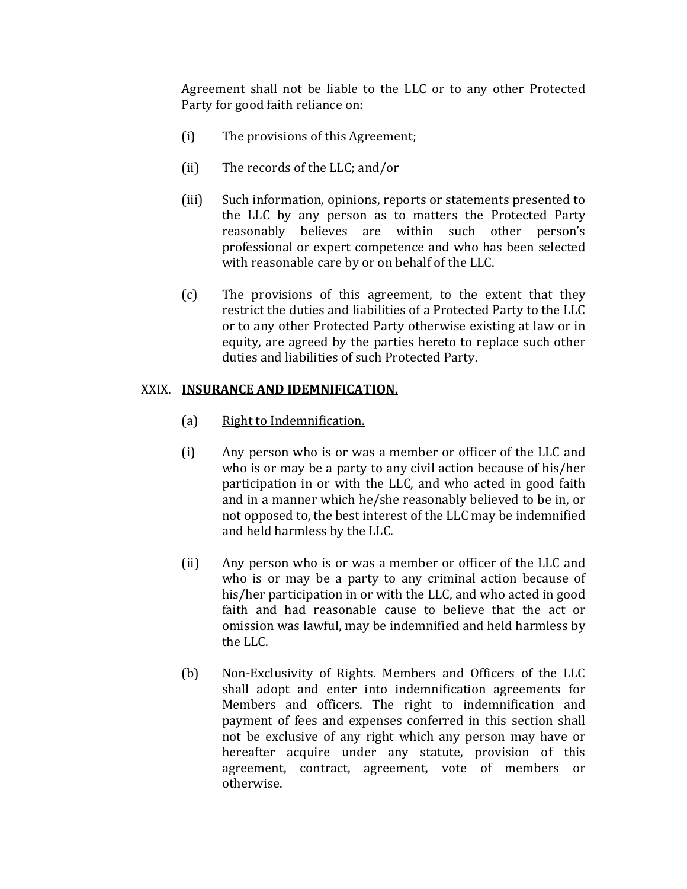Agreement shall not be liable to the LLC or to any other Protected Party for good faith reliance on:

(i) The provisions of this Agreement;

(ii) The records of the LLC; and/or

(iii) Such information, opinions, reports or statements presented to the LLC by any person as to matters the Protected Party reasonably believes are within such other person's professional or expert competence and who has been selected with reasonable care by or on behalf of the LLC.

(c) The provisions of this agreement, to the extent that they restrict the duties and liabilities of a Protected Party to the LLC or to any other Protected Party otherwise existing at law or in equity, are agreed by the parties hereto to replace such other duties and liabilities of such Protected Party.

## XXIX. **INSURANCE AND IDEMNIFICATION.**

(a) Right to Indemnification.

(i) Any person who is or was a member or officer of the LLC and who is or may be a party to any civil action because of his/her participation in or with the LLC, and who acted in good faith and in a manner which he/she reasonably believed to be in, or not opposed to, the best interest of the LLC may be indemnified and held harmless by the LLC.

(ii) Any person who is or was a member or officer of the LLC and who is or may be a party to any criminal action because of his/her participation in or with the LLC, and who acted in good faith and had reasonable cause to believe that the act or omission was lawful, may be indemnified and held harmless by the LLC.

(b) Non-Exclusivity of Rights. Members and Officers of the LLC shall adopt and enter into indemnification agreements for Members and officers. The right to indemnification and payment of fees and expenses conferred in this section shall not be exclusive of any right which any person may have or hereafter acquire under any statute, provision of this agreement, contract, agreement, vote of members or otherwise.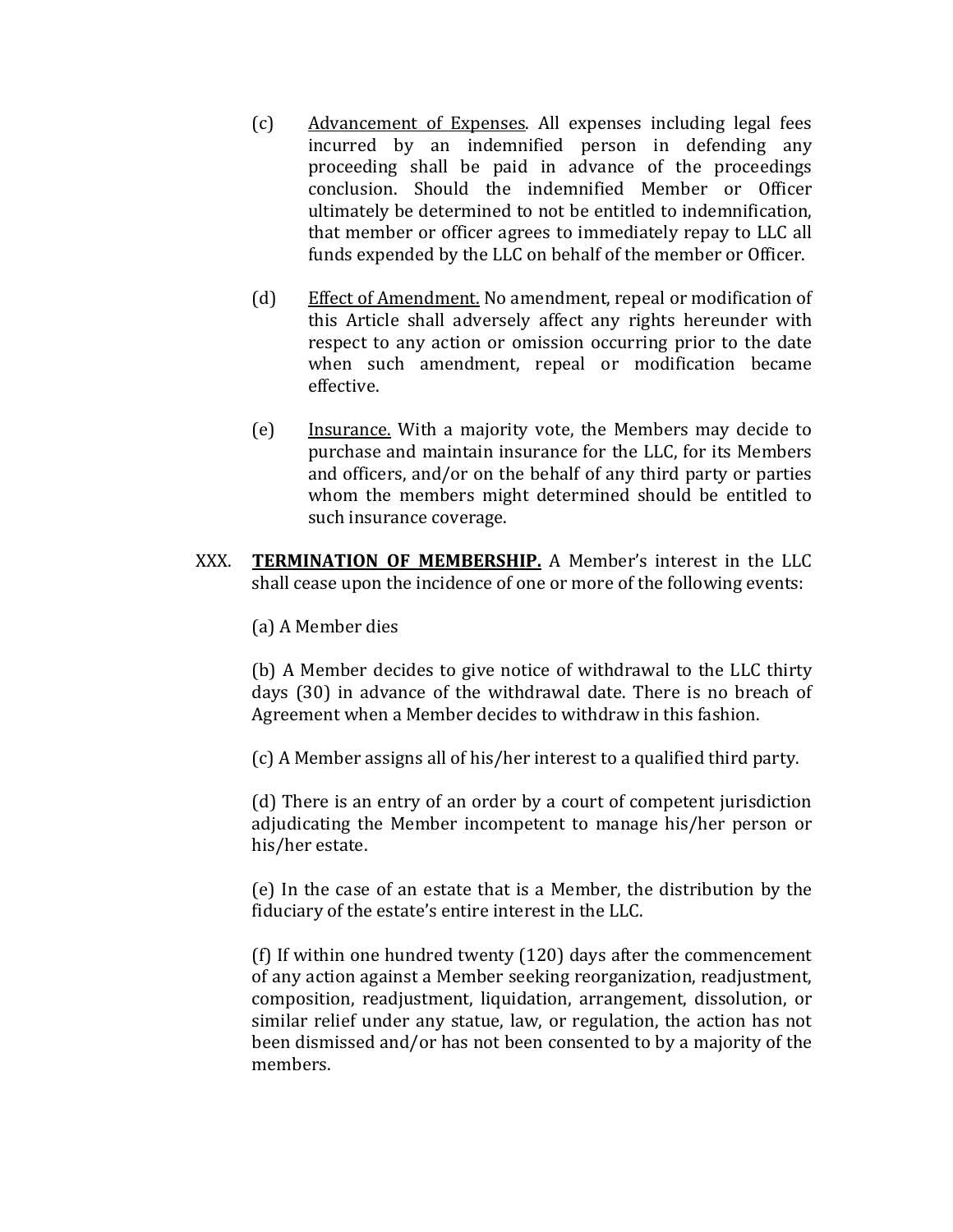(c) Advancement of Expenses. All expenses including legal fees incurred by an indemnified person in defending any proceeding shall be paid in advance of the proceedings conclusion. Should the indemnified Member or Officer ultimately be determined to not be entitled to indemnification, that member or officer agrees to immediately repay to LLC all funds expended by the LLC on behalf of the member or Officer.

(d) Effect of Amendment. No amendment, repeal or modification of this Article shall adversely affect any rights hereunder with respect to any action or omission occurring prior to the date when such amendment, repeal or modification became effective.

(e) Insurance. With a majority vote, the Members may decide to purchase and maintain insurance for the LLC, for its Members and officers, and/or on the behalf of any third party or parties whom the members might determined should be entitled to such insurance coverage.

XXX. **TERMINATION OF MEMBERSHIP.** A Member's interest in the LLC shall cease upon the incidence of one or more of the following events:

(a) A Member dies

(b) A Member decides to give notice of withdrawal to the LLC thirty days (30) in advance of the withdrawal date. There is no breach of Agreement when a Member decides to withdraw in this fashion.

(c) A Member assigns all of his/her interest to a qualified third party.

(d) There is an entry of an order by a court of competent jurisdiction adjudicating the Member incompetent to manage his/her person or his/her estate.

(e) In the case of an estate that is a Member, the distribution by the fiduciary of the estate's entire interest in the LLC.

(f) If within one hundred twenty (120) days after the commencement of any action against a Member seeking reorganization, readjustment, composition, readjustment, liquidation, arrangement, dissolution, or similar relief under any statue, law, or regulation, the action has not been dismissed and/or has not been consented to by a majority of the members.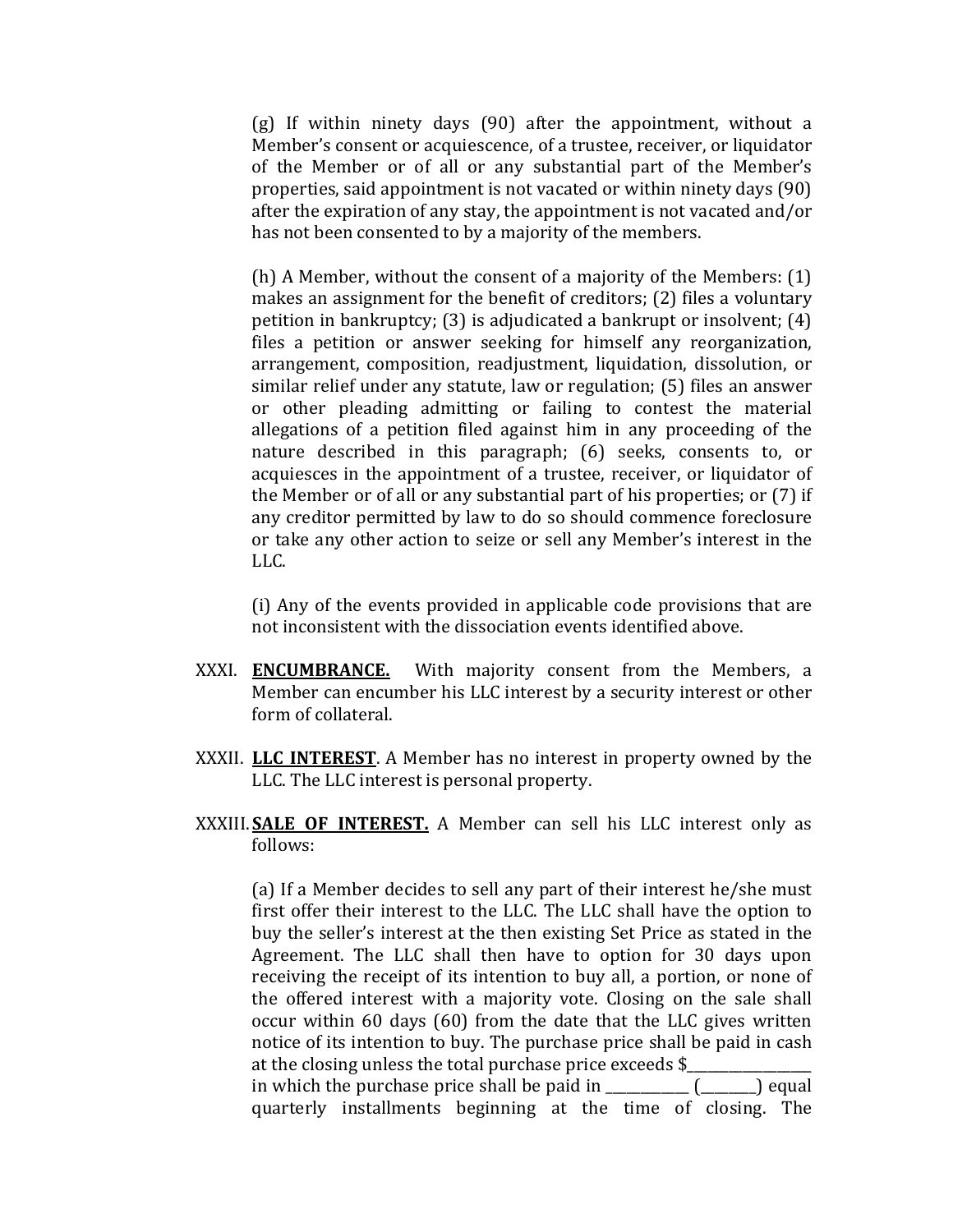(g) If within ninety days (90) after the appointment, without a Member's consent or acquiescence, of a trustee, receiver, or liquidator of the Member or of all or any substantial part of the Member's properties, said appointment is not vacated or within ninety days (90) after the expiration of any stay, the appointment is not vacated and/or has not been consented to by a majority of the members.

(h) A Member, without the consent of a majority of the Members: (1) makes an assignment for the benefit of creditors; (2) files a voluntary petition in bankruptcy; (3) is adjudicated a bankrupt or insolvent; (4) files a petition or answer seeking for himself any reorganization, arrangement, composition, readjustment, liquidation, dissolution, or similar relief under any statute, law or regulation; (5) files an answer or other pleading admitting or failing to contest the material allegations of a petition filed against him in any proceeding of the nature described in this paragraph; (6) seeks, consents to, or acquiesces in the appointment of a trustee, receiver, or liquidator of the Member or of all or any substantial part of his properties; or (7) if any creditor permitted by law to do so should commence foreclosure or take any other action to seize or sell any Member's interest in the LLC.

(i) Any of the events provided in applicable code provisions that are not inconsistent with the dissociation events identified above.

XXXI. **ENCUMBRANCE.** With majority consent from the Members, a Member can encumber his LLC interest by a security interest or other form of collateral.

XXXII. **LLC INTEREST**. A Member has no interest in property owned by the LLC. The LLC interest is personal property.

XXXIII. **SALE OF INTEREST.** A Member can sell his LLC interest only as follows:

(a) If a Member decides to sell any part of their interest he/she must first offer their interest to the LLC. The LLC shall have the option to buy the seller's interest at the then existing Set Price as stated in the Agreement. The LLC shall then have to option for 30 days upon receiving the receipt of its intention to buy all, a portion, or none of the offered interest with a majority vote. Closing on the sale shall occur within 60 days (60) from the date that the LLC gives written notice of its intention to buy. The purchase price shall be paid in cash at the closing unless the total purchase price exceeds $__________________ in which the purchase price shall be paid in ____________ (________) equal quarterly installments beginning at the time of closing. The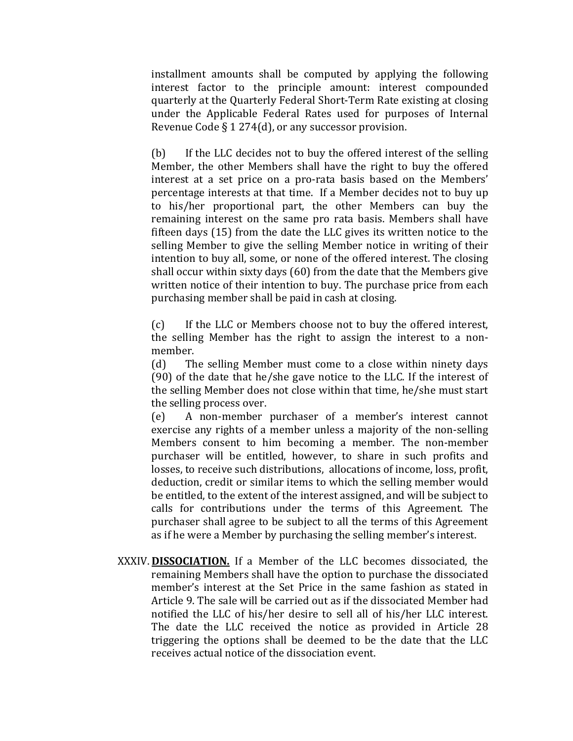installment amounts shall be computed by applying the following interest factor to the principle amount: interest compounded quarterly at the Quarterly Federal Short-Term Rate existing at closing under the Applicable Federal Rates used for purposes of Internal Revenue Code § 1 274(d), or any successor provision.

(b) If the LLC decides not to buy the offered interest of the selling Member, the other Members shall have the right to buy the offered interest at a set price on a pro-rata basis based on the Members' percentage interests at that time. If a Member decides not to buy up to his/her proportional part, the other Members can buy the remaining interest on the same pro rata basis. Members shall have fifteen days (15) from the date the LLC gives its written notice to the selling Member to give the selling Member notice in writing of their intention to buy all, some, or none of the offered interest. The closing shall occur within sixty days (60) from the date that the Members give written notice of their intention to buy. The purchase price from each purchasing member shall be paid in cash at closing.

(c) If the LLC or Members choose not to buy the offered interest, the selling Member has the right to assign the interest to a non-member.

(d) The selling Member must come to a close within ninety days (90) of the date that he/she gave notice to the LLC. If the interest of the selling Member does not close within that time, he/she must start the selling process over.

(e) A non-member purchaser of a member's interest cannot exercise any rights of a member unless a majority of the non-selling Members consent to him becoming a member. The non-member purchaser will be entitled, however, to share in such profits and losses, to receive such distributions, allocations of income, loss, profit, deduction, credit or similar items to which the selling member would be entitled, to the extent of the interest assigned, and will be subject to calls for contributions under the terms of this Agreement. The purchaser shall agree to be subject to all the terms of this Agreement as if he were a Member by purchasing the selling member's interest.

XXXIV. **DISSOCIATION.** If a Member of the LLC becomes dissociated, the remaining Members shall have the option to purchase the dissociated member's interest at the Set Price in the same fashion as stated in Article 9. The sale will be carried out as if the dissociated Member had notified the LLC of his/her desire to sell all of his/her LLC interest. The date the LLC received the notice as provided in Article 28 triggering the options shall be deemed to be the date that the LLC receives actual notice of the dissociation event.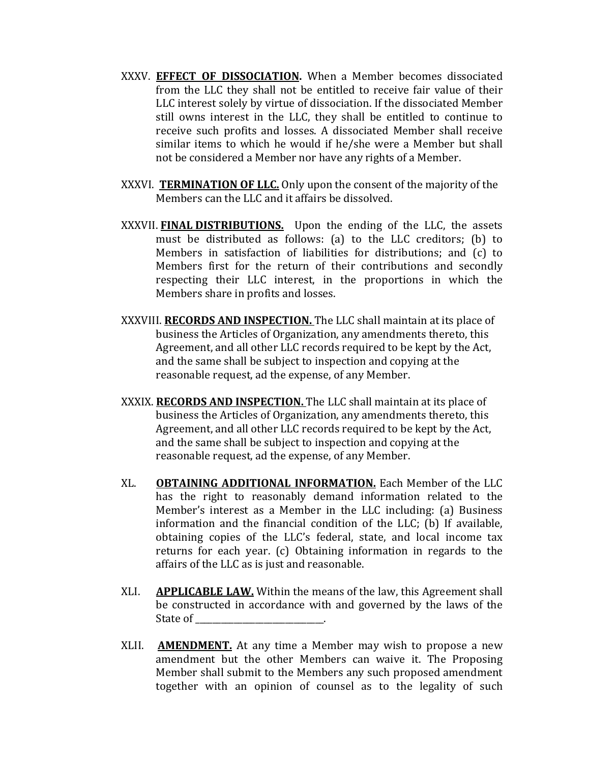XXXV. **<u>EFFECT OF DISSOCIATION</u>.** When a Member becomes dissociated from the LLC they shall not be entitled to receive fair value of their LLC interest solely by virtue of dissociation. If the dissociated Member still owns interest in the LLC, they shall be entitled to continue to receive such profits and losses. A dissociated Member shall receive similar items to which he would if he/she were a Member but shall not be considered a Member nor have any rights of a Member.

XXXVI. **<u>TERMINATION OF LLC.</u>** Only upon the consent of the majority of the Members can the LLC and it affairs be dissolved.

XXXVII. **<u>FINAL DISTRIBUTIONS.</u>** Upon the ending of the LLC, the assets must be distributed as follows: (a) to the LLC creditors; (b) to Members in satisfaction of liabilities for distributions; and (c) to Members first for the return of their contributions and secondly respecting their LLC interest, in the proportions in which the Members share in profits and losses.

XXXVIII. **<u>RECORDS AND INSPECTION.</u>** The LLC shall maintain at its place of business the Articles of Organization, any amendments thereto, this Agreement, and all other LLC records required to be kept by the Act, and the same shall be subject to inspection and copying at the reasonable request, ad the expense, of any Member.

XXXIX. **<u>RECORDS AND INSPECTION.</u>** The LLC shall maintain at its place of business the Articles of Organization, any amendments thereto, this Agreement, and all other LLC records required to be kept by the Act, and the same shall be subject to inspection and copying at the reasonable request, ad the expense, of any Member.

XL. **<u>OBTAINING ADDITIONAL INFORMATION.</u>** Each Member of the LLC has the right to reasonably demand information related to the Member's interest as a Member in the LLC including: (a) Business information and the financial condition of the LLC; (b) If available, obtaining copies of the LLC's federal, state, and local income tax returns for each year. (c) Obtaining information in regards to the affairs of the LLC as is just and reasonable.

XLI. **<u>APPLICABLE LAW.</u>** Within the means of the law, this Agreement shall be constructed in accordance with and governed by the laws of the State of ______________________________.

XLII. **<u>AMENDMENT.</u>** At any time a Member may wish to propose a new amendment but the other Members can waive it. The Proposing Member shall submit to the Members any such proposed amendment together with an opinion of counsel as to the legality of such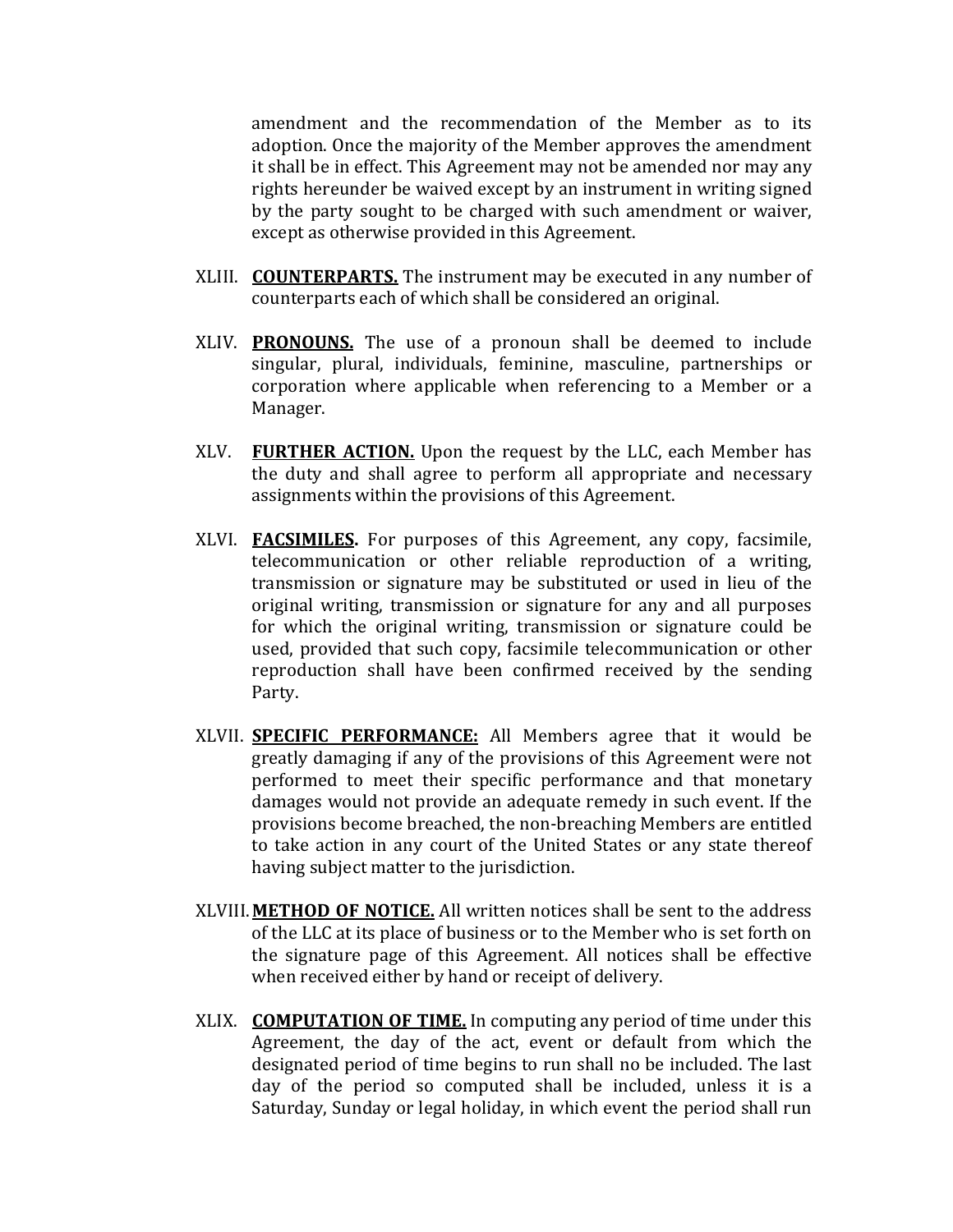amendment and the recommendation of the Member as to its adoption. Once the majority of the Member approves the amendment it shall be in effect. This Agreement may not be amended nor may any rights hereunder be waived except by an instrument in writing signed by the party sought to be charged with such amendment or waiver, except as otherwise provided in this Agreement.

XLIII. **COUNTERPARTS.** The instrument may be executed in any number of counterparts each of which shall be considered an original.

XLIV. **PRONOUNS.** The use of a pronoun shall be deemed to include singular, plural, individuals, feminine, masculine, partnerships or corporation where applicable when referencing to a Member or a Manager.

XLV. **FURTHER ACTION.** Upon the request by the LLC, each Member has the duty and shall agree to perform all appropriate and necessary assignments within the provisions of this Agreement.

XLVI. **FACSIMILES.** For purposes of this Agreement, any copy, facsimile, telecommunication or other reliable reproduction of a writing, transmission or signature may be substituted or used in lieu of the original writing, transmission or signature for any and all purposes for which the original writing, transmission or signature could be used, provided that such copy, facsimile telecommunication or other reproduction shall have been confirmed received by the sending Party.

XLVII. **SPECIFIC PERFORMANCE:** All Members agree that it would be greatly damaging if any of the provisions of this Agreement were not performed to meet their specific performance and that monetary damages would not provide an adequate remedy in such event. If the provisions become breached, the non-breaching Members are entitled to take action in any court of the United States or any state thereof having subject matter to the jurisdiction.

XLVIII. **METHOD OF NOTICE.** All written notices shall be sent to the address of the LLC at its place of business or to the Member who is set forth on the signature page of this Agreement. All notices shall be effective when received either by hand or receipt of delivery.

XLIX. **COMPUTATION OF TIME.** In computing any period of time under this Agreement, the day of the act, event or default from which the designated period of time begins to run shall no be included. The last day of the period so computed shall be included, unless it is a Saturday, Sunday or legal holiday, in which event the period shall run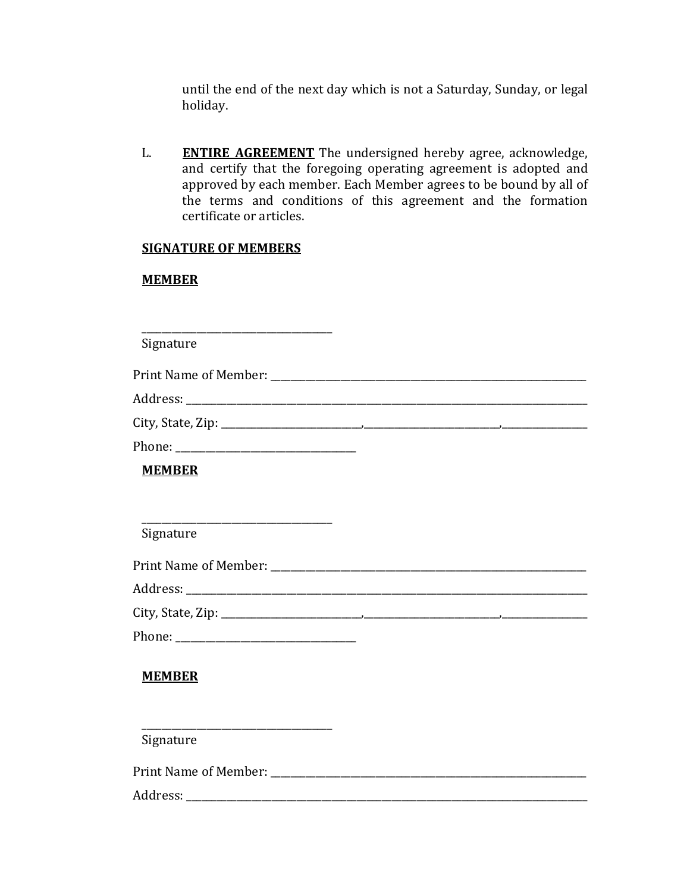until the end of the next day which is not a Saturday, Sunday, or legal holiday.

L. **ENTIRE AGREEMENT** The undersigned hereby agree, acknowledge, and certify that the foregoing operating agreement is adopted and approved by each member. Each Member agrees to be bound by all of the terms and conditions of this agreement and the formation certificate or articles.

**SIGNATURE OF MEMBERS**

**MEMBER**

\_\_\_\_\_\_\_\_\_\_\_\_\_\_\_\_\_\_\_\_\_\_\_\_\_\_\_\_\_\_\_\_\_\_\_\_
Signature

Print Name of Member: \_\_\_\_\_\_\_\_\_\_\_\_\_\_\_\_\_\_\_\_\_\_\_\_\_\_\_\_\_\_\_\_\_\_\_\_\_\_\_\_\_\_\_\_\_\_\_\_\_\_\_\_\_\_\_\_\_\_\_\_

Address: \_\_\_\_\_\_\_\_\_\_\_\_\_\_\_\_\_\_\_\_\_\_\_\_\_\_\_\_\_\_\_\_\_\_\_\_\_\_\_\_\_\_\_\_\_\_\_\_\_\_\_\_\_\_\_\_\_\_\_\_\_\_\_\_\_\_\_\_\_\_\_\_

City, State, Zip: \_\_\_\_\_\_\_\_\_\_\_\_\_\_\_\_\_\_\_\_\_\_\_\_\_\_\_,\_\_\_\_\_\_\_\_\_\_\_\_\_\_\_\_\_\_\_\_\_\_\_\_\_\_,\_\_\_\_\_\_\_\_\_\_\_\_\_\_\_\_\_

Phone: \_\_\_\_\_\_\_\_\_\_\_\_\_\_\_\_\_\_\_\_\_\_\_\_\_\_\_\_\_\_\_\_\_\_

**MEMBER**

\_\_\_\_\_\_\_\_\_\_\_\_\_\_\_\_\_\_\_\_\_\_\_\_\_\_\_\_\_\_\_\_\_\_\_\_
Signature

Print Name of Member: \_\_\_\_\_\_\_\_\_\_\_\_\_\_\_\_\_\_\_\_\_\_\_\_\_\_\_\_\_\_\_\_\_\_\_\_\_\_\_\_\_\_\_\_\_\_\_\_\_\_\_\_\_\_\_\_\_\_\_\_

Address: \_\_\_\_\_\_\_\_\_\_\_\_\_\_\_\_\_\_\_\_\_\_\_\_\_\_\_\_\_\_\_\_\_\_\_\_\_\_\_\_\_\_\_\_\_\_\_\_\_\_\_\_\_\_\_\_\_\_\_\_\_\_\_\_\_\_\_\_\_\_\_\_

City, State, Zip: \_\_\_\_\_\_\_\_\_\_\_\_\_\_\_\_\_\_\_\_\_\_\_\_\_\_\_,\_\_\_\_\_\_\_\_\_\_\_\_\_\_\_\_\_\_\_\_\_\_\_\_\_\_,\_\_\_\_\_\_\_\_\_\_\_\_\_\_\_\_\_

Phone: \_\_\_\_\_\_\_\_\_\_\_\_\_\_\_\_\_\_\_\_\_\_\_\_\_\_\_\_\_\_\_\_\_\_

**MEMBER**

\_\_\_\_\_\_\_\_\_\_\_\_\_\_\_\_\_\_\_\_\_\_\_\_\_\_\_\_\_\_\_\_\_\_\_\_
Signature

Print Name of Member: \_\_\_\_\_\_\_\_\_\_\_\_\_\_\_\_\_\_\_\_\_\_\_\_\_\_\_\_\_\_\_\_\_\_\_\_\_\_\_\_\_\_\_\_\_\_\_\_\_\_\_\_\_\_\_\_\_\_\_\_

Address: \_\_\_\_\_\_\_\_\_\_\_\_\_\_\_\_\_\_\_\_\_\_\_\_\_\_\_\_\_\_\_\_\_\_\_\_\_\_\_\_\_\_\_\_\_\_\_\_\_\_\_\_\_\_\_\_\_\_\_\_\_\_\_\_\_\_\_\_\_\_\_\_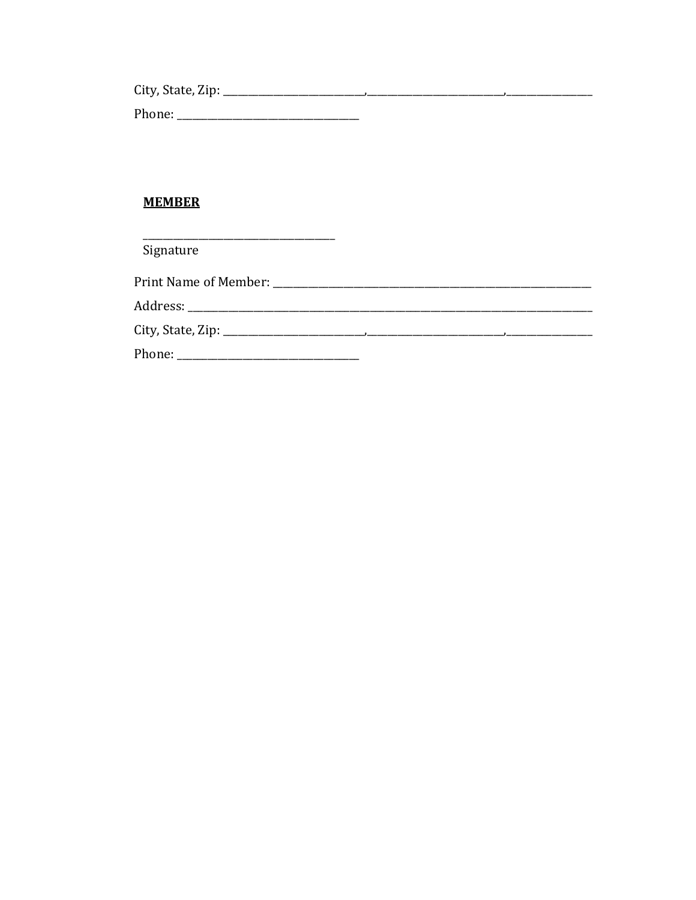City, State, Zip: ____________________________,____________________________,__________________

Phone: ____________________________________

**MEMBER**

______________________________________
Signature

Print Name of Member: ________________________________________________________________

Address: _________________________________________________________________________________

City, State, Zip: ____________________________,____________________________,__________________

Phone: ____________________________________